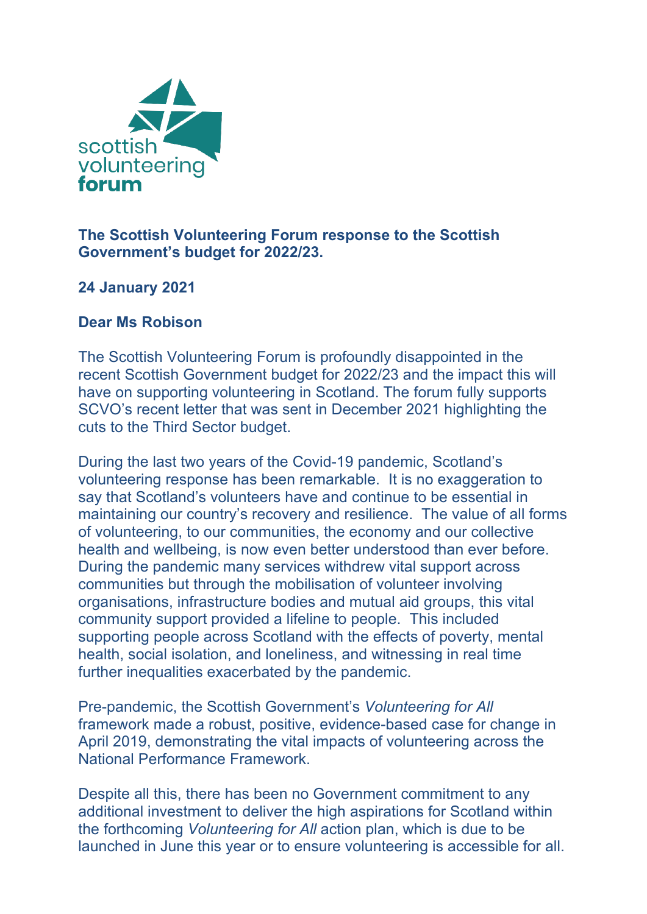**The Scottish Volunteering Forum response to the Scottish Government's budget for 2022/23.**

**24 January 2021**

**Dear Ms Robison**

The Scottish Volunteering Forum is profoundly disappointed in the recent Scottish Government budget for 2022/23 and the impact this will have on supporting volunteering in Scotland. The forum fully supports SCVO's recent letter that was sent in December 2021 highlighting the cuts to the Third Sector budget.

During the last two years of the Covid-19 pandemic, Scotland's volunteering response has been remarkable. It is no exaggeration to say that Scotland's volunteers have and continue to be essential in maintaining our country's recovery and resilience. The value of all forms of volunteering, to our communities, the economy and our collective health and wellbeing, is now even better understood than ever before. During the pandemic many services withdrew vital support across communities but through the mobilisation of volunteer involving organisations, infrastructure bodies and mutual aid groups, this vital community support provided a lifeline to people. This included supporting people across Scotland with the effects of poverty, mental health, social isolation, and loneliness, and witnessing in real time further inequalities exacerbated by the pandemic.

Pre-pandemic, the Scottish Government's *Volunteering for All* framework made a robust, positive, evidence-based case for change in April 2019, demonstrating the vital impacts of volunteering across the National Performance Framework.

Despite all this, there has been no Government commitment to any additional investment to deliver the high aspirations for Scotland within the forthcoming *Volunteering for All* action plan, which is due to be launched in June this year or to ensure volunteering is accessible for all.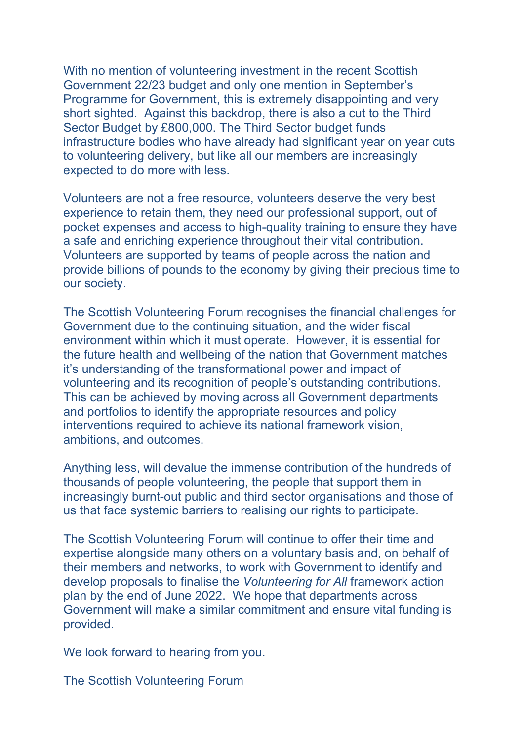With no mention of volunteering investment in the recent Scottish Government 22/23 budget and only one mention in September's Programme for Government, this is extremely disappointing and very short sighted. Against this backdrop, there is also a cut to the Third Sector Budget by £800,000. The Third Sector budget funds infrastructure bodies who have already had significant year on year cuts to volunteering delivery, but like all our members are increasingly expected to do more with less.

Volunteers are not a free resource, volunteers deserve the very best experience to retain them, they need our professional support, out of pocket expenses and access to high-quality training to ensure they have a safe and enriching experience throughout their vital contribution. Volunteers are supported by teams of people across the nation and provide billions of pounds to the economy by giving their precious time to our society.

The Scottish Volunteering Forum recognises the financial challenges for Government due to the continuing situation, and the wider fiscal environment within which it must operate. However, it is essential for the future health and wellbeing of the nation that Government matches it's understanding of the transformational power and impact of volunteering and its recognition of people's outstanding contributions. This can be achieved by moving across all Government departments and portfolios to identify the appropriate resources and policy interventions required to achieve its national framework vision, ambitions, and outcomes.

Anything less, will devalue the immense contribution of the hundreds of thousands of people volunteering, the people that support them in increasingly burnt-out public and third sector organisations and those of us that face systemic barriers to realising our rights to participate.

The Scottish Volunteering Forum will continue to offer their time and expertise alongside many others on a voluntary basis and, on behalf of their members and networks, to work with Government to identify and develop proposals to finalise the *Volunteering for All* framework action plan by the end of June 2022. We hope that departments across Government will make a similar commitment and ensure vital funding is provided.

We look forward to hearing from you.

The Scottish Volunteering Forum